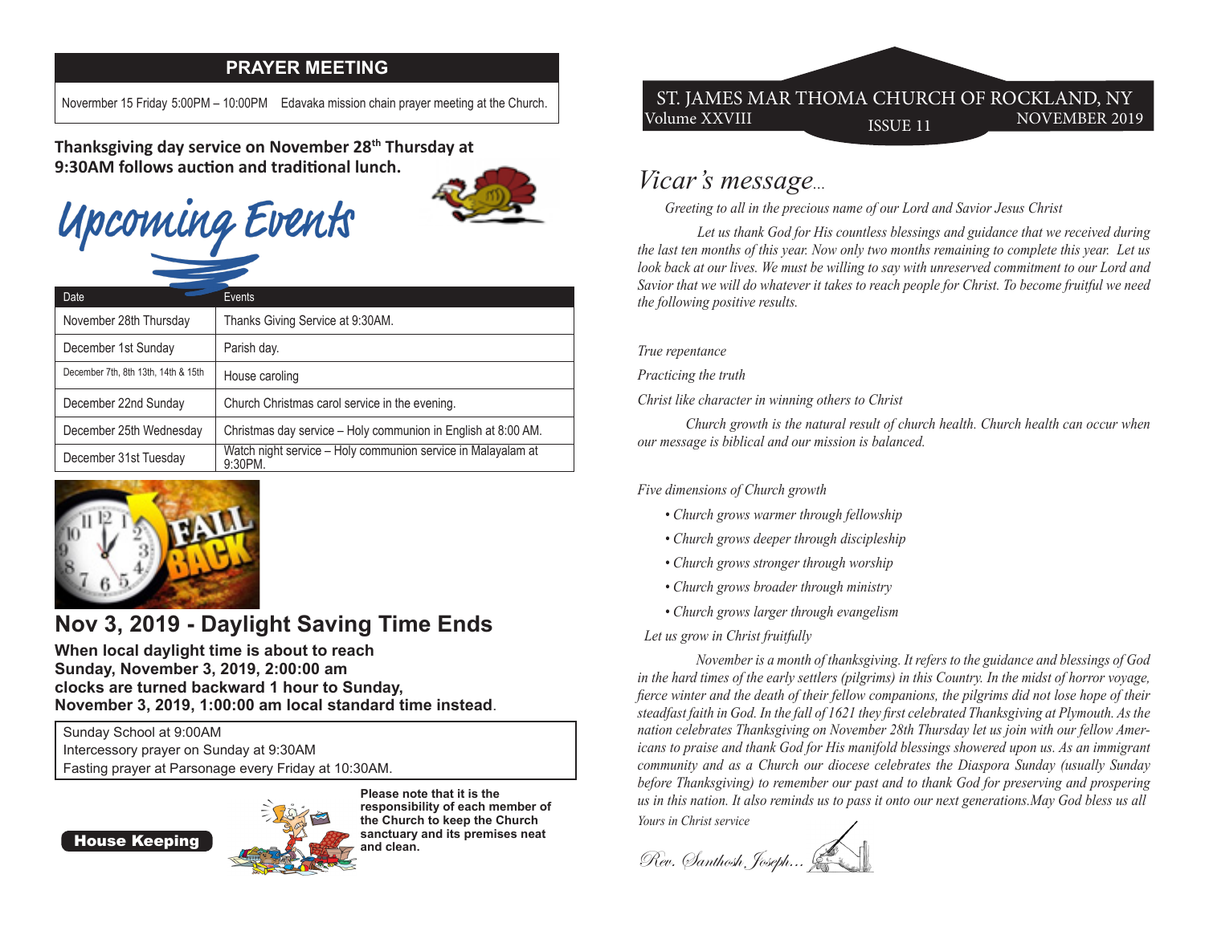## PRAYER MEETING

Novermber 15 Friday 5:00PM – 10:00PM  Edavaka mission chain prayer meeting at the Church.

**Thanksgiving day service on November 28th Thursday at 9:30AM follows auction and traditional lunch.**

## Upcoming Events

| Date | Events |
|---|---|
| November 28th Thursday | Thanks Giving Service at 9:30AM. |
| December 1st Sunday | Parish day. |
| December 7th, 8th 13th, 14th & 15th | House caroling |
| December 22nd Sunday | Church Christmas carol service in the evening. |
| December 25th Wednesday | Christmas day service – Holy communion in English at 8:00 AM. |
| December 31st Tuesday | Watch night service – Holy communion service in Malayalam at 9:30PM. |

## Nov 3, 2019 - Daylight Saving Time Ends

**When local daylight time is about to reach Sunday, November 3, 2019, 2:00:00 am clocks are turned backward 1 hour to Sunday, November 3, 2019, 1:00:00 am local standard time instead**.

Sunday School at 9:00AM
Intercessory prayer on Sunday at 9:30AM
Fasting prayer at Parsonage every Friday at 10:30AM.

**House Keeping**

**Please note that it is the responsibility of each member of the Church to keep the Church sanctuary and its premises neat and clean.**

# ST. JAMES MAR THOMA CHURCH OF ROCKLAND, NY

Volume XXVIII  ISSUE 11  NOVEMBER 2019

## *Vicar's message...*

*Greeting to all in the precious name of our Lord and Savior Jesus Christ*

*Let us thank God for His countless blessings and guidance that we received during the last ten months of this year. Now only two months remaining to complete this year. Let us look back at our lives. We must be willing to say with unreserved commitment to our Lord and Savior that we will do whatever it takes to reach people for Christ. To become fruitful we need the following positive results.*

*True repentance*

*Practicing the truth*

*Christ like character in winning others to Christ*

*Church growth is the natural result of church health. Church health can occur when our message is biblical and our mission is balanced.*

*Five dimensions of Church growth*

- *Church grows warmer through fellowship*
- *Church grows deeper through discipleship*
- *Church grows stronger through worship*
- *Church grows broader through ministry*
- *Church grows larger through evangelism*

*Let us grow in Christ fruitfully*

*November is a month of thanksgiving. It refers to the guidance and blessings of God in the hard times of the early settlers (pilgrims) in this Country. In the midst of horror voyage, fierce winter and the death of their fellow companions, the pilgrims did not lose hope of their steadfast faith in God. In the fall of 1621 they first celebrated Thanksgiving at Plymouth. As the nation celebrates Thanksgiving on November 28th Thursday let us join with our fellow Americans to praise and thank God for His manifold blessings showered upon us. As an immigrant community and as a Church our diocese celebrates the Diaspora Sunday (usually Sunday before Thanksgiving) to remember our past and to thank God for preserving and prospering us in this nation. It also reminds us to pass it onto our next generations.May God bless us all*

*Yours in Christ service*

*Rev. Santhosh Joseph...*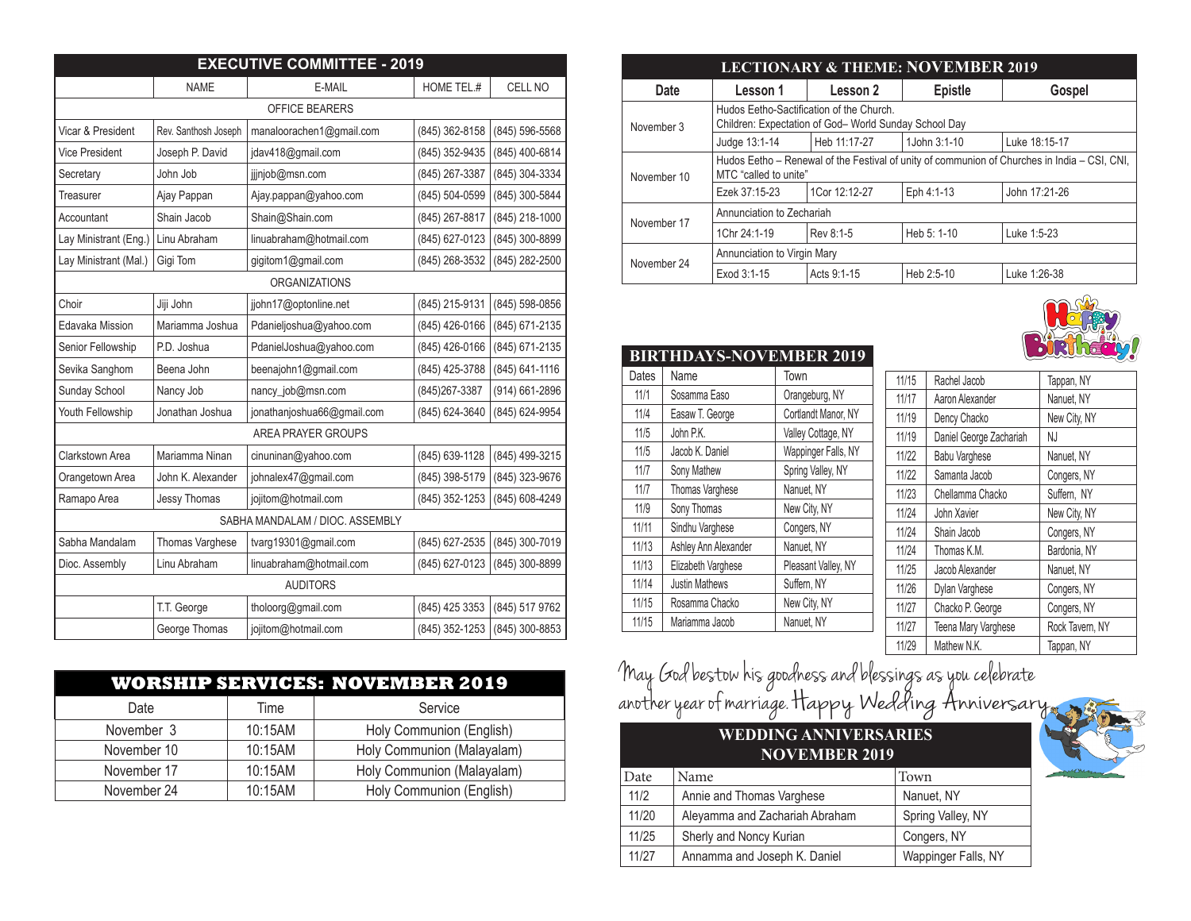## EXECUTIVE COMMITTEE - 2019

| | NAME | E-MAIL | HOME TEL.# | CELL NO |
|---|---|---|---|---|
| OFFICE BEARERS | | | | |
| Vicar & President | Rev. Santhosh Joseph | manaloorachen1@gmail.com | (845) 362-8158 | (845) 596-5568 |
| Vice President | Joseph P. David | jdav418@gmail.com | (845) 352-9435 | (845) 400-6814 |
| Secretary | John Job | jjjnjob@msn.com | (845) 267-3387 | (845) 304-3334 |
| Treasurer | Ajay Pappan | Ajay.pappan@yahoo.com | (845) 504-0599 | (845) 300-5844 |
| Accountant | Shain Jacob | Shain@Shain.com | (845) 267-8817 | (845) 218-1000 |
| Lay Ministrant (Eng.) | Linu Abraham | linuabraham@hotmail.com | (845) 627-0123 | (845) 300-8899 |
| Lay Ministrant (Mal.) | Gigi Tom | gigitom1@gmail.com | (845) 268-3532 | (845) 282-2500 |
| ORGANIZATIONS | | | | |
| Choir | Jiji John | jjohn17@optonline.net | (845) 215-9131 | (845) 598-0856 |
| Edavaka Mission | Mariamma Joshua | Pdanieljoshua@yahoo.com | (845) 426-0166 | (845) 671-2135 |
| Senior Fellowship | P.D. Joshua | PdanielJoshua@yahoo.com | (845) 426-0166 | (845) 671-2135 |
| Sevika Sanghom | Beena John | beenajohn1@gmail.com | (845) 425-3788 | (845) 641-1116 |
| Sunday School | Nancy Job | nancy_job@msn.com | (845)267-3387 | (914) 661-2896 |
| Youth Fellowship | Jonathan Joshua | jonathanjoshua66@gmail.com | (845) 624-3640 | (845) 624-9954 |
| AREA PRAYER GROUPS | | | | |
| Clarkstown Area | Mariamma Ninan | cinuninan@yahoo.com | (845) 639-1128 | (845) 499-3215 |
| Orangetown Area | John K. Alexander | johnalex47@gmail.com | (845) 398-5179 | (845) 323-9676 |
| Ramapo Area | Jessy Thomas | jojitom@hotmail.com | (845) 352-1253 | (845) 608-4249 |
| SABHA MANDALAM / DIOC. ASSEMBLY | | | | |
| Sabha Mandalam | Thomas Varghese | tvarg19301@gmail.com | (845) 627-2535 | (845) 300-7019 |
| Dioc. Assembly | Linu Abraham | linuabraham@hotmail.com | (845) 627-0123 | (845) 300-8899 |
| AUDITORS | | | | |
| | T.T. George | tholoorg@gmail.com | (845) 425 3353 | (845) 517 9762 |
| | George Thomas | jojitom@hotmail.com | (845) 352-1253 | (845) 300-8853 |

## WORSHIP SERVICES: NOVEMBER 2019

| Date | Time | Service |
|---|---|---|
| November 3 | 10:15AM | Holy Communion (English) |
| November 10 | 10:15AM | Holy Communion (Malayalam) |
| November 17 | 10:15AM | Holy Communion (Malayalam) |
| November 24 | 10:15AM | Holy Communion (English) |

## LECTIONARY & THEME: NOVEMBER 2019

| Date | Lesson 1 | Lesson 2 | Epistle | Gospel |
|---|---|---|---|---|
| November 3 | Hudos Eetho-Sactification of the Church. Children: Expectation of God– World Sunday School Day | | | |
| | Judge 13:1-14 | Heb 11:17-27 | 1John 3:1-10 | Luke 18:15-17 |
| November 10 | Hudos Eetho – Renewal of the Festival of unity of communion of Churches in India – CSI, CNI, MTC "called to unite" | | | |
| | Ezek 37:15-23 | 1Cor 12:12-27 | Eph 4:1-13 | John 17:21-26 |
| November 17 | Annunciation to Zechariah | | | |
| | 1Chr 24:1-19 | Rev 8:1-5 | Heb 5: 1-10 | Luke 1:5-23 |
| November 24 | Annunciation to Virgin Mary | | | |
| | Exod 3:1-15 | Acts 9:1-15 | Heb 2:5-10 | Luke 1:26-38 |

## BIRTHDAYS-NOVEMBER 2019

Happy Birthday!

| Dates | Name | Town |
|---|---|---|
| 11/1 | Sosamma Easo | Orangeburg, NY |
| 11/4 | Easaw T. George | Cortlandt Manor, NY |
| 11/5 | John P.K. | Valley Cottage, NY |
| 11/5 | Jacob K. Daniel | Wappinger Falls, NY |
| 11/7 | Sony Mathew | Spring Valley, NY |
| 11/7 | Thomas Varghese | Nanuet, NY |
| 11/9 | Sony Thomas | New City, NY |
| 11/11 | Sindhu Varghese | Congers, NY |
| 11/13 | Ashley Ann Alexander | Nanuet, NY |
| 11/13 | Elizabeth Varghese | Pleasant Valley, NY |
| 11/14 | Justin Mathews | Suffern, NY |
| 11/15 | Rosamma Chacko | New City, NY |
| 11/15 | Mariamma Jacob | Nanuet, NY |
| 11/15 | Rachel Jacob | Tappan, NY |
| 11/17 | Aaron Alexander | Nanuet, NY |
| 11/19 | Dency Chacko | New City, NY |
| 11/19 | Daniel George Zachariah | NJ |
| 11/22 | Babu Varghese | Nanuet, NY |
| 11/22 | Samanta Jacob | Congers, NY |
| 11/23 | Chellamma Chacko | Suffern, NY |
| 11/24 | John Xavier | New City, NY |
| 11/24 | Shain Jacob | Congers, NY |
| 11/24 | Thomas K.M. | Bardonia, NY |
| 11/25 | Jacob Alexander | Nanuet, NY |
| 11/26 | Dylan Varghese | Congers, NY |
| 11/27 | Chacko P. George | Congers, NY |
| 11/27 | Teena Mary Varghese | Rock Tavern, NY |
| 11/29 | Mathew N.K. | Tappan, NY |

*May God bestow his goodness and blessings as you celebrate another year of marriage. Happy Wedding Anniversary*

## WEDDING ANNIVERSARIES NOVEMBER 2019

| Date | Name | Town |
|---|---|---|
| 11/2 | Annie and Thomas Varghese | Nanuet, NY |
| 11/20 | Aleyamma and Zachariah Abraham | Spring Valley, NY |
| 11/25 | Sherly and Noncy Kurian | Congers, NY |
| 11/27 | Annamma and Joseph K. Daniel | Wappinger Falls, NY |